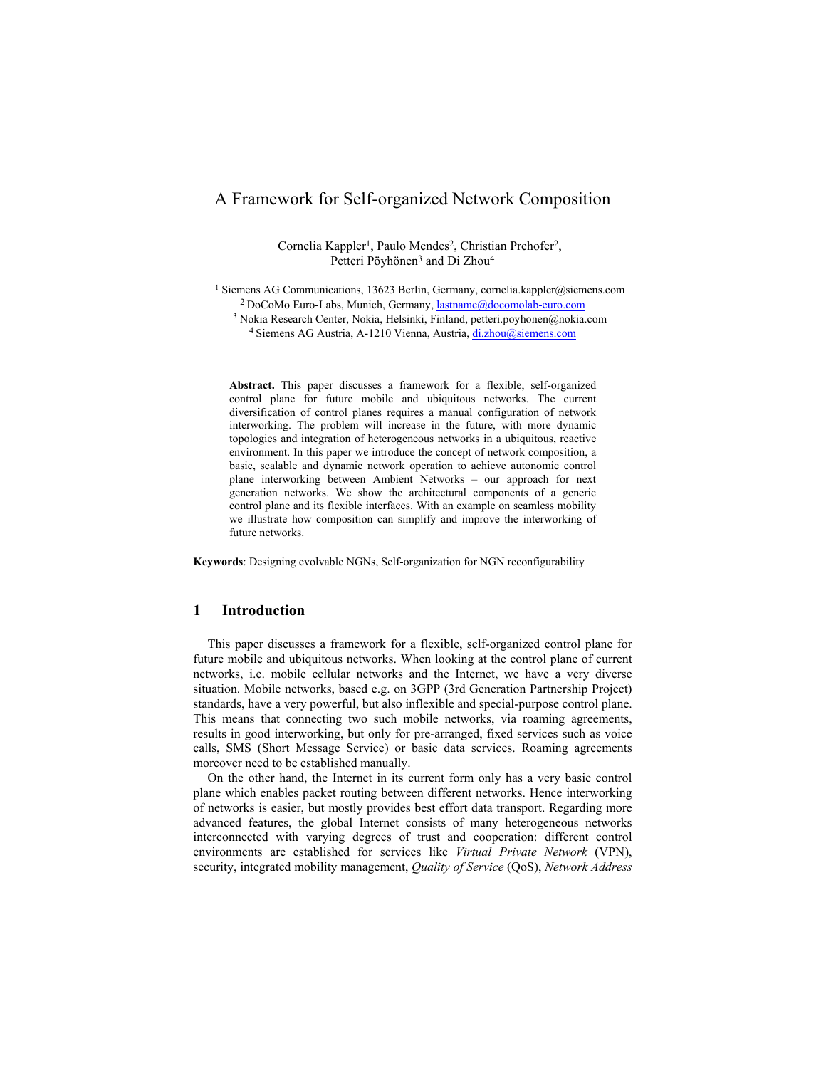# A Framework for Self-organized Network Composition

Cornelia Kappler[1], Paulo Mendes[2], Christian Prehofer[2], Petteri Pöyhönen[3] and Di Zhou[4]

[1] Siemens AG Communications, 13623 Berlin, Germany, cornelia.kappler@siemens.com
[2] DoCoMo Euro-Labs, Munich, Germany, lastname@docomolab-euro.com
[3] Nokia Research Center, Nokia, Helsinki, Finland, petteri.poyhonen@nokia.com
[4] Siemens AG Austria, A-1210 Vienna, Austria, di.zhou@siemens.com

**Abstract.** This paper discusses a framework for a flexible, self-organized control plane for future mobile and ubiquitous networks. The current diversification of control planes requires a manual configuration of network interworking. The problem will increase in the future, with more dynamic topologies and integration of heterogeneous networks in a ubiquitous, reactive environment. In this paper we introduce the concept of network composition, a basic, scalable and dynamic network operation to achieve autonomic control plane interworking between Ambient Networks – our approach for next generation networks. We show the architectural components of a generic control plane and its flexible interfaces. With an example on seamless mobility we illustrate how composition can simplify and improve the interworking of future networks.

**Keywords**: Designing evolvable NGNs, Self-organization for NGN reconfigurability

## 1 Introduction

This paper discusses a framework for a flexible, self-organized control plane for future mobile and ubiquitous networks. When looking at the control plane of current networks, i.e. mobile cellular networks and the Internet, we have a very diverse situation. Mobile networks, based e.g. on 3GPP (3rd Generation Partnership Project) standards, have a very powerful, but also inflexible and special-purpose control plane. This means that connecting two such mobile networks, via roaming agreements, results in good interworking, but only for pre-arranged, fixed services such as voice calls, SMS (Short Message Service) or basic data services. Roaming agreements moreover need to be established manually.

On the other hand, the Internet in its current form only has a very basic control plane which enables packet routing between different networks. Hence interworking of networks is easier, but mostly provides best effort data transport. Regarding more advanced features, the global Internet consists of many heterogeneous networks interconnected with varying degrees of trust and cooperation: different control environments are established for services like *Virtual Private Network* (VPN), security, integrated mobility management, *Quality of Service* (QoS), *Network Address*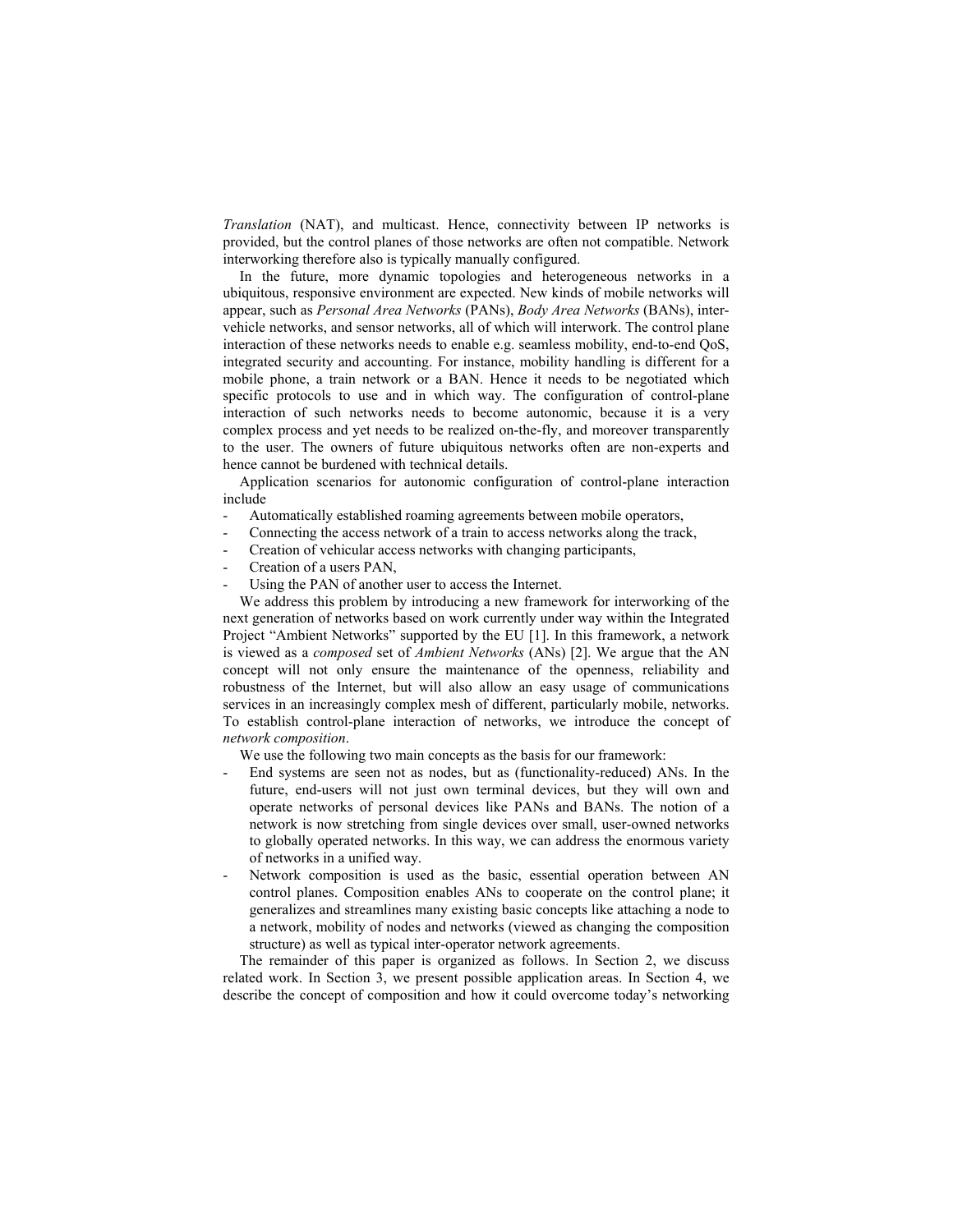*Translation* (NAT), and multicast. Hence, connectivity between IP networks is provided, but the control planes of those networks are often not compatible. Network interworking therefore also is typically manually configured.

In the future, more dynamic topologies and heterogeneous networks in a ubiquitous, responsive environment are expected. New kinds of mobile networks will appear, such as *Personal Area Networks* (PANs), *Body Area Networks* (BANs), inter-vehicle networks, and sensor networks, all of which will interwork. The control plane interaction of these networks needs to enable e.g. seamless mobility, end-to-end QoS, integrated security and accounting. For instance, mobility handling is different for a mobile phone, a train network or a BAN. Hence it needs to be negotiated which specific protocols to use and in which way. The configuration of control-plane interaction of such networks needs to become autonomic, because it is a very complex process and yet needs to be realized on-the-fly, and moreover transparently to the user. The owners of future ubiquitous networks often are non-experts and hence cannot be burdened with technical details.

Application scenarios for autonomic configuration of control-plane interaction include

- Automatically established roaming agreements between mobile operators,
- Connecting the access network of a train to access networks along the track,
- Creation of vehicular access networks with changing participants,
- Creation of a users PAN,
- Using the PAN of another user to access the Internet.

We address this problem by introducing a new framework for interworking of the next generation of networks based on work currently under way within the Integrated Project "Ambient Networks" supported by the EU [1]. In this framework, a network is viewed as a *composed* set of *Ambient Networks* (ANs) [2]. We argue that the AN concept will not only ensure the maintenance of the openness, reliability and robustness of the Internet, but will also allow an easy usage of communications services in an increasingly complex mesh of different, particularly mobile, networks. To establish control-plane interaction of networks, we introduce the concept of *network composition*.

We use the following two main concepts as the basis for our framework:

- End systems are seen not as nodes, but as (functionality-reduced) ANs. In the future, end-users will not just own terminal devices, but they will own and operate networks of personal devices like PANs and BANs. The notion of a network is now stretching from single devices over small, user-owned networks to globally operated networks. In this way, we can address the enormous variety of networks in a unified way.
- Network composition is used as the basic, essential operation between AN control planes. Composition enables ANs to cooperate on the control plane; it generalizes and streamlines many existing basic concepts like attaching a node to a network, mobility of nodes and networks (viewed as changing the composition structure) as well as typical inter-operator network agreements.

The remainder of this paper is organized as follows. In Section 2, we discuss related work. In Section 3, we present possible application areas. In Section 4, we describe the concept of composition and how it could overcome today's networking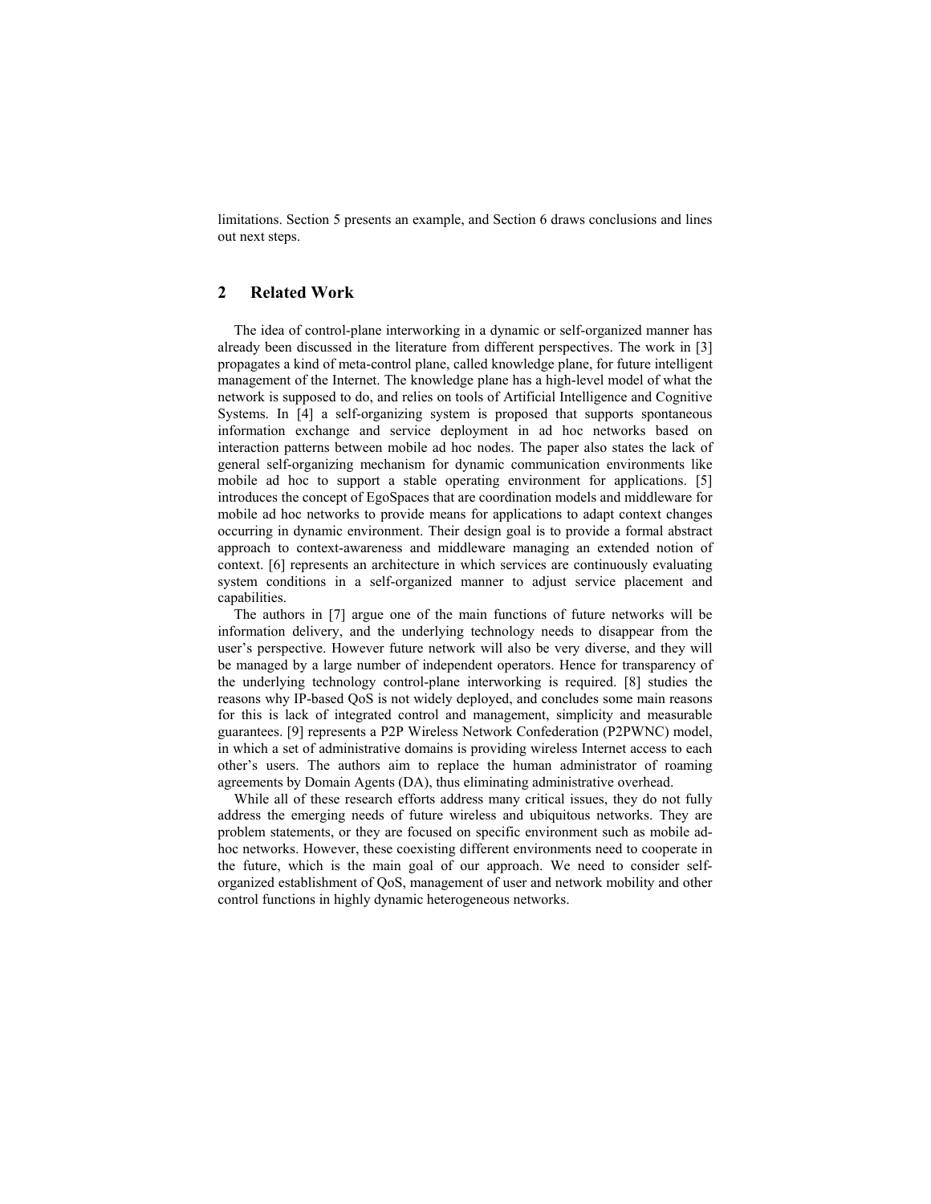limitations. Section 5 presents an example, and Section 6 draws conclusions and lines out next steps.

## 2 Related Work

The idea of control-plane interworking in a dynamic or self-organized manner has already been discussed in the literature from different perspectives. The work in [3] propagates a kind of meta-control plane, called knowledge plane, for future intelligent management of the Internet. The knowledge plane has a high-level model of what the network is supposed to do, and relies on tools of Artificial Intelligence and Cognitive Systems. In [4] a self-organizing system is proposed that supports spontaneous information exchange and service deployment in ad hoc networks based on interaction patterns between mobile ad hoc nodes. The paper also states the lack of general self-organizing mechanism for dynamic communication environments like mobile ad hoc to support a stable operating environment for applications. [5] introduces the concept of EgoSpaces that are coordination models and middleware for mobile ad hoc networks to provide means for applications to adapt context changes occurring in dynamic environment. Their design goal is to provide a formal abstract approach to context-awareness and middleware managing an extended notion of context. [6] represents an architecture in which services are continuously evaluating system conditions in a self-organized manner to adjust service placement and capabilities.

The authors in [7] argue one of the main functions of future networks will be information delivery, and the underlying technology needs to disappear from the user's perspective. However future network will also be very diverse, and they will be managed by a large number of independent operators. Hence for transparency of the underlying technology control-plane interworking is required. [8] studies the reasons why IP-based QoS is not widely deployed, and concludes some main reasons for this is lack of integrated control and management, simplicity and measurable guarantees. [9] represents a P2P Wireless Network Confederation (P2PWNC) model, in which a set of administrative domains is providing wireless Internet access to each other's users. The authors aim to replace the human administrator of roaming agreements by Domain Agents (DA), thus eliminating administrative overhead.

While all of these research efforts address many critical issues, they do not fully address the emerging needs of future wireless and ubiquitous networks. They are problem statements, or they are focused on specific environment such as mobile ad-hoc networks. However, these coexisting different environments need to cooperate in the future, which is the main goal of our approach. We need to consider self-organized establishment of QoS, management of user and network mobility and other control functions in highly dynamic heterogeneous networks.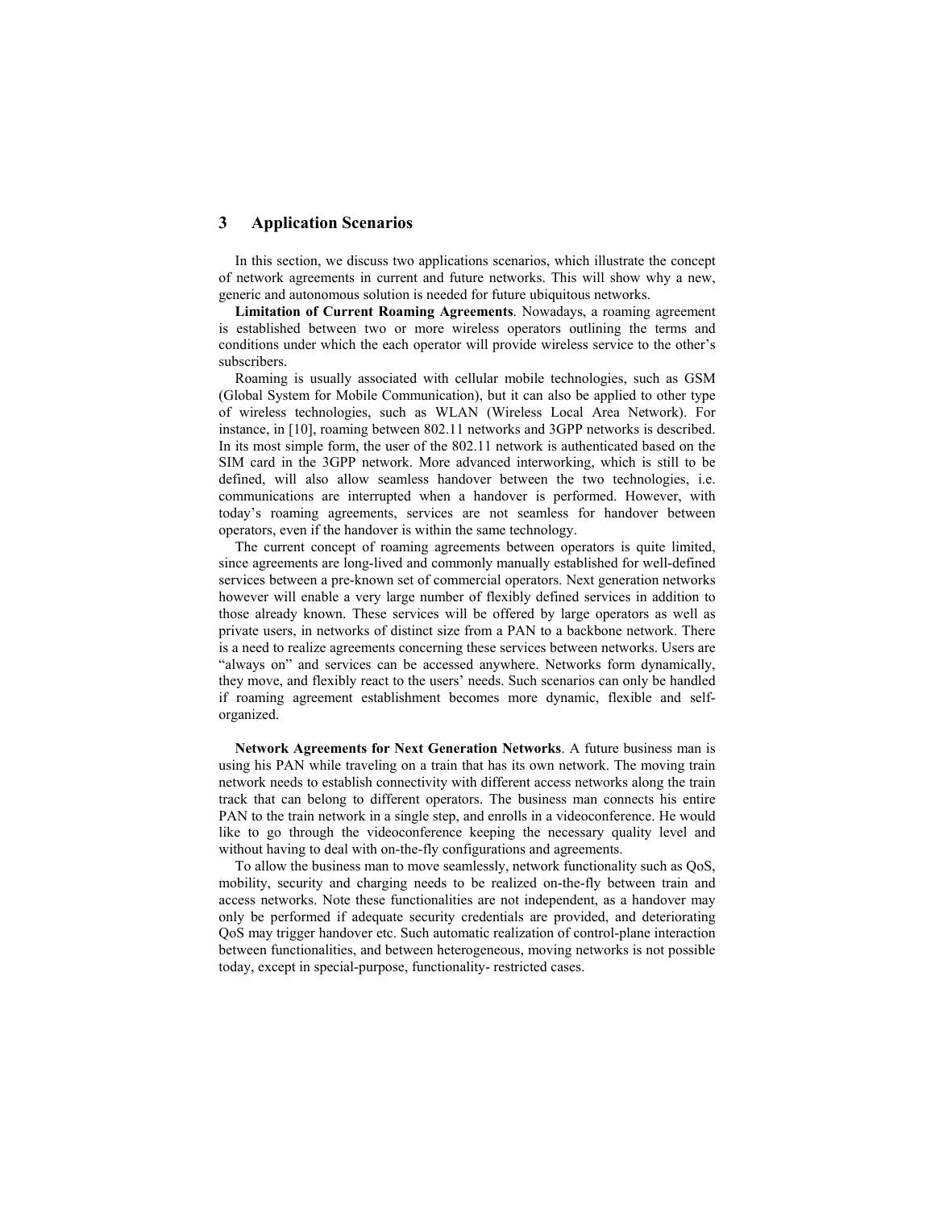## 3 Application Scenarios

In this section, we discuss two applications scenarios, which illustrate the concept of network agreements in current and future networks. This will show why a new, generic and autonomous solution is needed for future ubiquitous networks.

**Limitation of Current Roaming Agreements**. Nowadays, a roaming agreement is established between two or more wireless operators outlining the terms and conditions under which the each operator will provide wireless service to the other's subscribers.

Roaming is usually associated with cellular mobile technologies, such as GSM (Global System for Mobile Communication), but it can also be applied to other type of wireless technologies, such as WLAN (Wireless Local Area Network). For instance, in [10], roaming between 802.11 networks and 3GPP networks is described. In its most simple form, the user of the 802.11 network is authenticated based on the SIM card in the 3GPP network. More advanced interworking, which is still to be defined, will also allow seamless handover between the two technologies, i.e. communications are interrupted when a handover is performed. However, with today's roaming agreements, services are not seamless for handover between operators, even if the handover is within the same technology.

The current concept of roaming agreements between operators is quite limited, since agreements are long-lived and commonly manually established for well-defined services between a pre-known set of commercial operators. Next generation networks however will enable a very large number of flexibly defined services in addition to those already known. These services will be offered by large operators as well as private users, in networks of distinct size from a PAN to a backbone network. There is a need to realize agreements concerning these services between networks. Users are "always on" and services can be accessed anywhere. Networks form dynamically, they move, and flexibly react to the users' needs. Such scenarios can only be handled if roaming agreement establishment becomes more dynamic, flexible and self-organized.

**Network Agreements for Next Generation Networks**. A future business man is using his PAN while traveling on a train that has its own network. The moving train network needs to establish connectivity with different access networks along the train track that can belong to different operators. The business man connects his entire PAN to the train network in a single step, and enrolls in a videoconference. He would like to go through the videoconference keeping the necessary quality level and without having to deal with on-the-fly configurations and agreements.

To allow the business man to move seamlessly, network functionality such as QoS, mobility, security and charging needs to be realized on-the-fly between train and access networks. Note these functionalities are not independent, as a handover may only be performed if adequate security credentials are provided, and deteriorating QoS may trigger handover etc. Such automatic realization of control-plane interaction between functionalities, and between heterogeneous, moving networks is not possible today, except in special-purpose, functionality- restricted cases.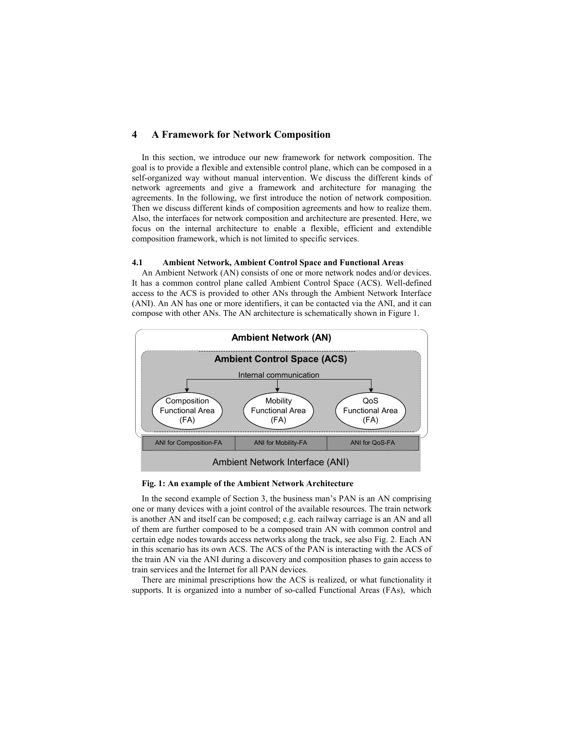## 4 A Framework for Network Composition

In this section, we introduce our new framework for network composition. The goal is to provide a flexible and extensible control plane, which can be composed in a self-organized way without manual intervention. We discuss the different kinds of network agreements and give a framework and architecture for managing the agreements. In the following, we first introduce the notion of network composition. Then we discuss different kinds of composition agreements and how to realize them. Also, the interfaces for network composition and architecture are presented. Here, we focus on the internal architecture to enable a flexible, efficient and extendible composition framework, which is not limited to specific services.

### 4.1 Ambient Network, Ambient Control Space and Functional Areas

An Ambient Network (AN) consists of one or more network nodes and/or devices. It has a common control plane called Ambient Control Space (ACS). Well-defined access to the ACS is provided to other ANs through the Ambient Network Interface (ANI). An AN has one or more identifiers, it can be contacted via the ANI, and it can compose with other ANs. The AN architecture is schematically shown in Figure 1.

**Fig. 1: An example of the Ambient Network Architecture**

In the second example of Section 3, the business man's PAN is an AN comprising one or many devices with a joint control of the available resources. The train network is another AN and itself can be composed; e.g. each railway carriage is an AN and all of them are further composed to be a composed train AN with common control and certain edge nodes towards access networks along the track, see also Fig. 2. Each AN in this scenario has its own ACS. The ACS of the PAN is interacting with the ACS of the train AN via the ANI during a discovery and composition phases to gain access to train services and the Internet for all PAN devices.

There are minimal prescriptions how the ACS is realized, or what functionality it supports. It is organized into a number of so-called Functional Areas (FAs), which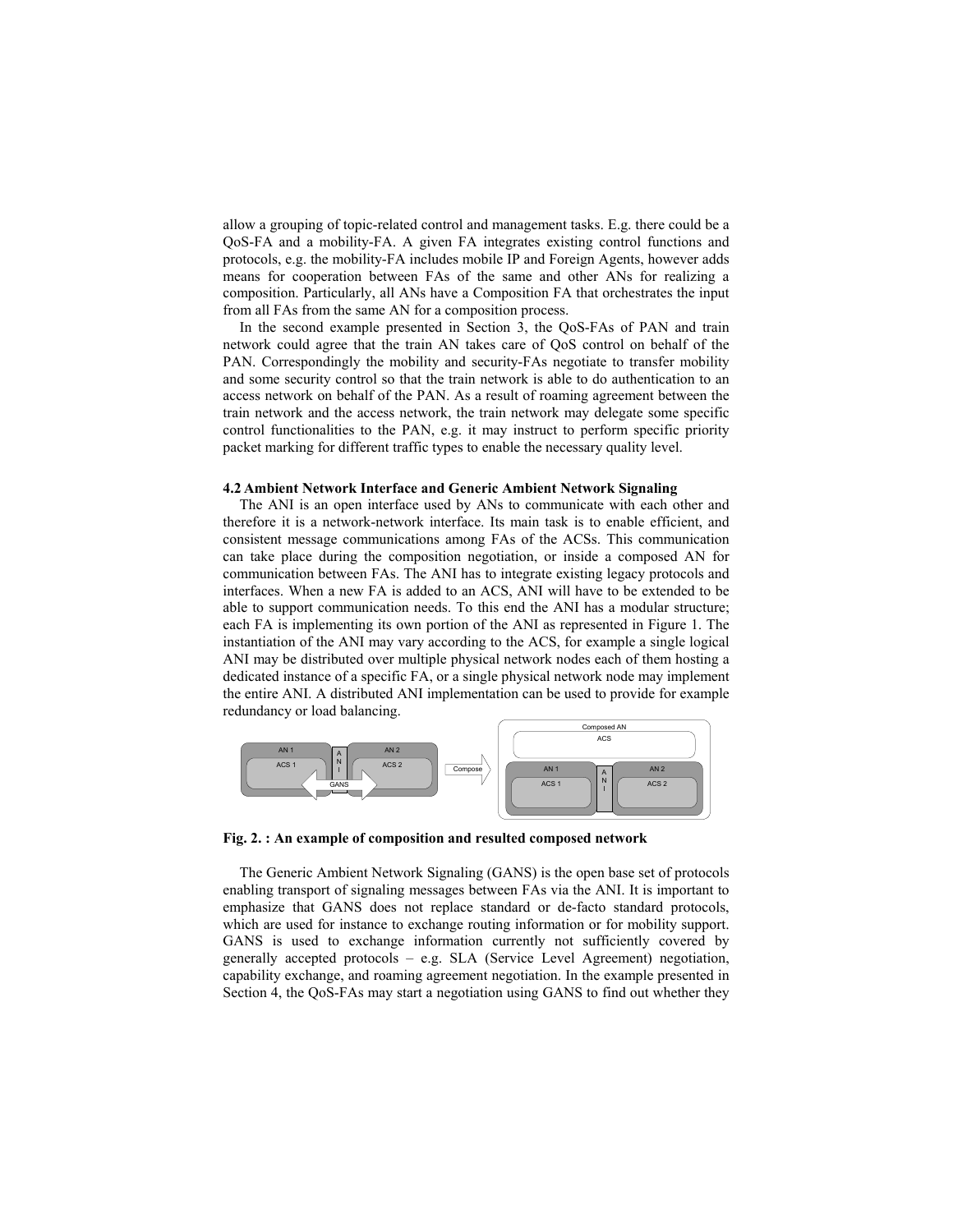allow a grouping of topic-related control and management tasks. E.g. there could be a QoS-FA and a mobility-FA. A given FA integrates existing control functions and protocols, e.g. the mobility-FA includes mobile IP and Foreign Agents, however adds means for cooperation between FAs of the same and other ANs for realizing a composition. Particularly, all ANs have a Composition FA that orchestrates the input from all FAs from the same AN for a composition process.

In the second example presented in Section 3, the QoS-FAs of PAN and train network could agree that the train AN takes care of QoS control on behalf of the PAN. Correspondingly the mobility and security-FAs negotiate to transfer mobility and some security control so that the train network is able to do authentication to an access network on behalf of the PAN. As a result of roaming agreement between the train network and the access network, the train network may delegate some specific control functionalities to the PAN, e.g. it may instruct to perform specific priority packet marking for different traffic types to enable the necessary quality level.

### 4.2 Ambient Network Interface and Generic Ambient Network Signaling

The ANI is an open interface used by ANs to communicate with each other and therefore it is a network-network interface. Its main task is to enable efficient, and consistent message communications among FAs of the ACSs. This communication can take place during the composition negotiation, or inside a composed AN for communication between FAs. The ANI has to integrate existing legacy protocols and interfaces. When a new FA is added to an ACS, ANI will have to be extended to be able to support communication needs. To this end the ANI has a modular structure; each FA is implementing its own portion of the ANI as represented in Figure 1. The instantiation of the ANI may vary according to the ACS, for example a single logical ANI may be distributed over multiple physical network nodes each of them hosting a dedicated instance of a specific FA, or a single physical network node may implement the entire ANI. A distributed ANI implementation can be used to provide for example redundancy or load balancing.

AN 1
ACS 1
A N I
AN 2
ACS 2
GANS
Compose
Composed AN
ACS
AN 1
ACS 1
A N I
AN 2
ACS 2

**Fig. 2. : An example of composition and resulted composed network**

The Generic Ambient Network Signaling (GANS) is the open base set of protocols enabling transport of signaling messages between FAs via the ANI. It is important to emphasize that GANS does not replace standard or de-facto standard protocols, which are used for instance to exchange routing information or for mobility support. GANS is used to exchange information currently not sufficiently covered by generally accepted protocols – e.g. SLA (Service Level Agreement) negotiation, capability exchange, and roaming agreement negotiation. In the example presented in Section 4, the QoS-FAs may start a negotiation using GANS to find out whether they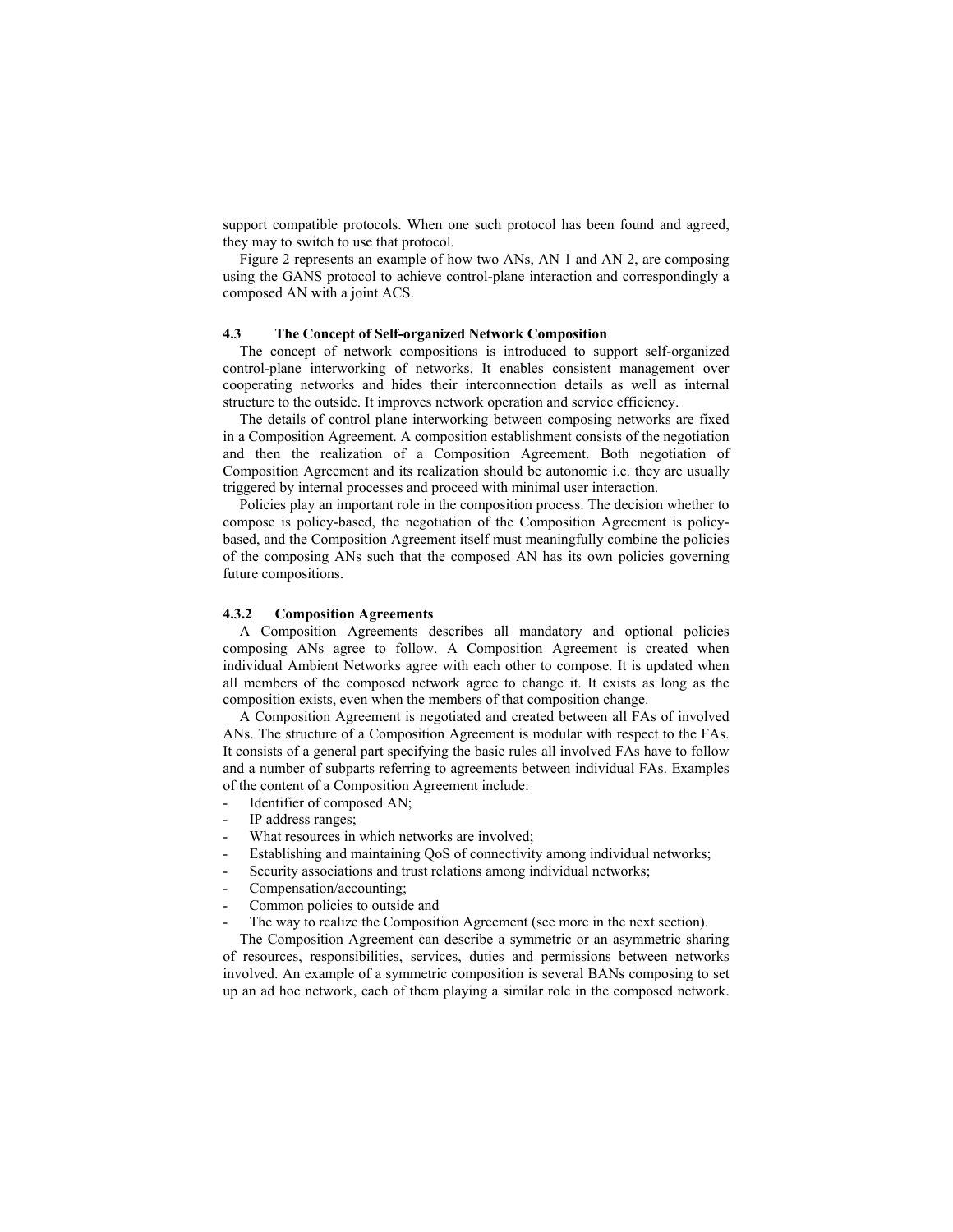support compatible protocols. When one such protocol has been found and agreed, they may to switch to use that protocol.

Figure 2 represents an example of how two ANs, AN 1 and AN 2, are composing using the GANS protocol to achieve control-plane interaction and correspondingly a composed AN with a joint ACS.

### 4.3 The Concept of Self-organized Network Composition

The concept of network compositions is introduced to support self-organized control-plane interworking of networks. It enables consistent management over cooperating networks and hides their interconnection details as well as internal structure to the outside. It improves network operation and service efficiency.

The details of control plane interworking between composing networks are fixed in a Composition Agreement. A composition establishment consists of the negotiation and then the realization of a Composition Agreement. Both negotiation of Composition Agreement and its realization should be autonomic i.e. they are usually triggered by internal processes and proceed with minimal user interaction.

Policies play an important role in the composition process. The decision whether to compose is policy-based, the negotiation of the Composition Agreement is policy-based, and the Composition Agreement itself must meaningfully combine the policies of the composing ANs such that the composed AN has its own policies governing future compositions.

#### 4.3.2 Composition Agreements

A Composition Agreements describes all mandatory and optional policies composing ANs agree to follow. A Composition Agreement is created when individual Ambient Networks agree with each other to compose. It is updated when all members of the composed network agree to change it. It exists as long as the composition exists, even when the members of that composition change.

A Composition Agreement is negotiated and created between all FAs of involved ANs. The structure of a Composition Agreement is modular with respect to the FAs. It consists of a general part specifying the basic rules all involved FAs have to follow and a number of subparts referring to agreements between individual FAs. Examples of the content of a Composition Agreement include:

- Identifier of composed AN;
- IP address ranges;
- What resources in which networks are involved;
- Establishing and maintaining QoS of connectivity among individual networks;
- Security associations and trust relations among individual networks;
- Compensation/accounting;
- Common policies to outside and
- The way to realize the Composition Agreement (see more in the next section).

The Composition Agreement can describe a symmetric or an asymmetric sharing of resources, responsibilities, services, duties and permissions between networks involved. An example of a symmetric composition is several BANs composing to set up an ad hoc network, each of them playing a similar role in the composed network.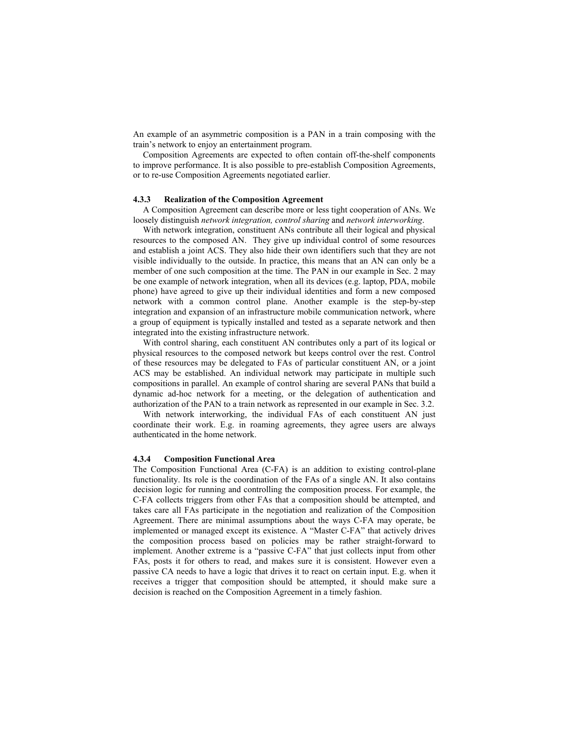An example of an asymmetric composition is a PAN in a train composing with the train's network to enjoy an entertainment program.

Composition Agreements are expected to often contain off-the-shelf components to improve performance. It is also possible to pre-establish Composition Agreements, or to re-use Composition Agreements negotiated earlier.

### 4.3.3 Realization of the Composition Agreement

A Composition Agreement can describe more or less tight cooperation of ANs. We loosely distinguish *network integration, control sharing* and *network interworking*.

With network integration, constituent ANs contribute all their logical and physical resources to the composed AN. They give up individual control of some resources and establish a joint ACS. They also hide their own identifiers such that they are not visible individually to the outside. In practice, this means that an AN can only be a member of one such composition at the time. The PAN in our example in Sec. 2 may be one example of network integration, when all its devices (e.g. laptop, PDA, mobile phone) have agreed to give up their individual identities and form a new composed network with a common control plane. Another example is the step-by-step integration and expansion of an infrastructure mobile communication network, where a group of equipment is typically installed and tested as a separate network and then integrated into the existing infrastructure network.

With control sharing, each constituent AN contributes only a part of its logical or physical resources to the composed network but keeps control over the rest. Control of these resources may be delegated to FAs of particular constituent AN, or a joint ACS may be established. An individual network may participate in multiple such compositions in parallel. An example of control sharing are several PANs that build a dynamic ad-hoc network for a meeting, or the delegation of authentication and authorization of the PAN to a train network as represented in our example in Sec. 3.2.

With network interworking, the individual FAs of each constituent AN just coordinate their work. E.g. in roaming agreements, they agree users are always authenticated in the home network.

### 4.3.4 Composition Functional Area

The Composition Functional Area (C-FA) is an addition to existing control-plane functionality. Its role is the coordination of the FAs of a single AN. It also contains decision logic for running and controlling the composition process. For example, the C-FA collects triggers from other FAs that a composition should be attempted, and takes care all FAs participate in the negotiation and realization of the Composition Agreement. There are minimal assumptions about the ways C-FA may operate, be implemented or managed except its existence. A "Master C-FA" that actively drives the composition process based on policies may be rather straight-forward to implement. Another extreme is a "passive C-FA" that just collects input from other FAs, posts it for others to read, and makes sure it is consistent. However even a passive CA needs to have a logic that drives it to react on certain input. E.g. when it receives a trigger that composition should be attempted, it should make sure a decision is reached on the Composition Agreement in a timely fashion.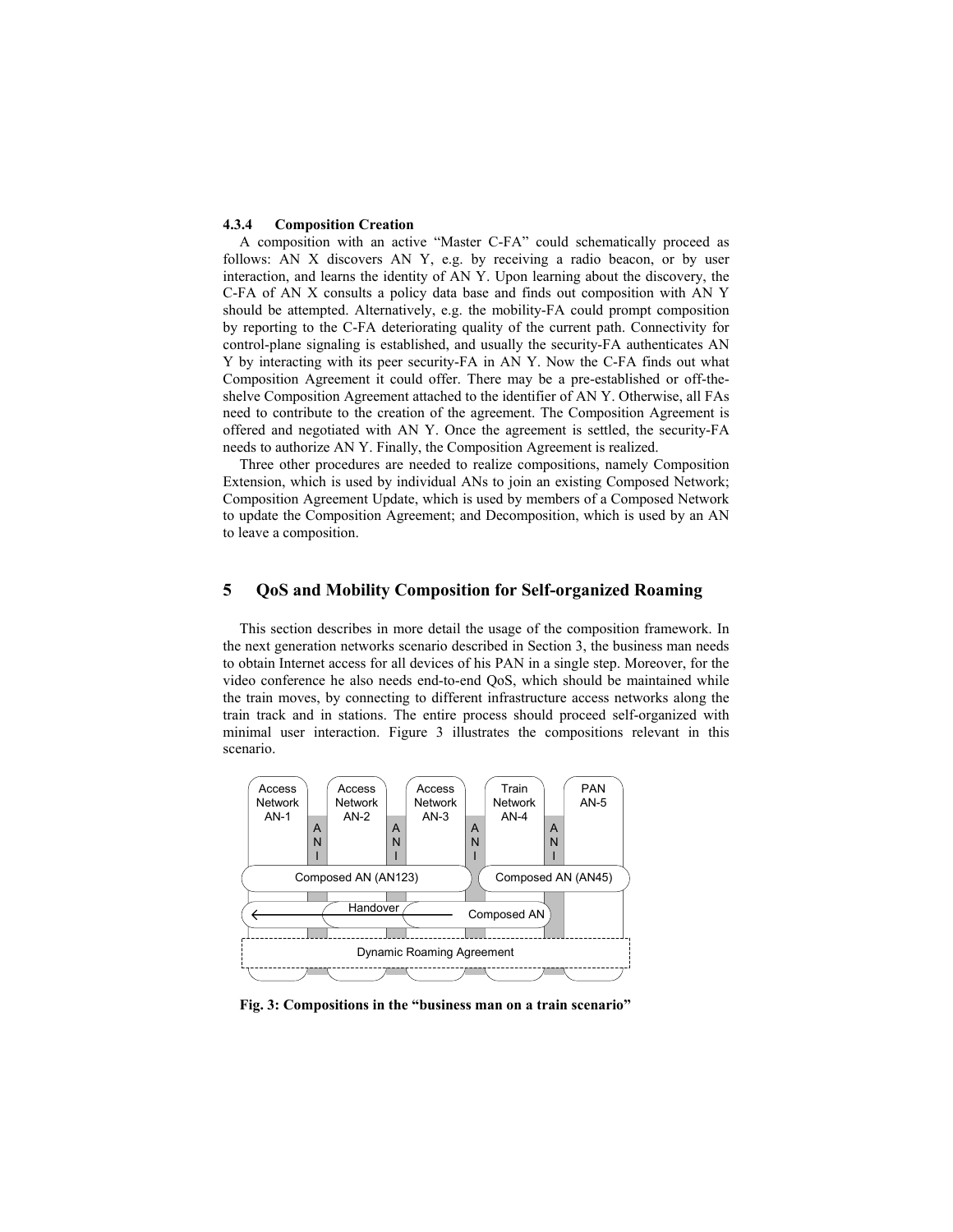#### 4.3.4 Composition Creation

A composition with an active "Master C-FA" could schematically proceed as follows: AN X discovers AN Y, e.g. by receiving a radio beacon, or by user interaction, and learns the identity of AN Y. Upon learning about the discovery, the C-FA of AN X consults a policy data base and finds out composition with AN Y should be attempted. Alternatively, e.g. the mobility-FA could prompt composition by reporting to the C-FA deteriorating quality of the current path. Connectivity for control-plane signaling is established, and usually the security-FA authenticates AN Y by interacting with its peer security-FA in AN Y. Now the C-FA finds out what Composition Agreement it could offer. There may be a pre-established or off-the-shelve Composition Agreement attached to the identifier of AN Y. Otherwise, all FAs need to contribute to the creation of the agreement. The Composition Agreement is offered and negotiated with AN Y. Once the agreement is settled, the security-FA needs to authorize AN Y. Finally, the Composition Agreement is realized.

Three other procedures are needed to realize compositions, namely Composition Extension, which is used by individual ANs to join an existing Composed Network; Composition Agreement Update, which is used by members of a Composed Network to update the Composition Agreement; and Decomposition, which is used by an AN to leave a composition.

## 5 QoS and Mobility Composition for Self-organized Roaming

This section describes in more detail the usage of the composition framework. In the next generation networks scenario described in Section 3, the business man needs to obtain Internet access for all devices of his PAN in a single step. Moreover, for the video conference he also needs end-to-end QoS, which should be maintained while the train moves, by connecting to different infrastructure access networks along the train track and in stations. The entire process should proceed self-organized with minimal user interaction. Figure 3 illustrates the compositions relevant in this scenario.

Access Network AN-1
Access Network AN-2
Access Network AN-3
Train Network AN-4
PAN AN-5
ANI
ANI
ANI
ANI
Composed AN (AN123)
Composed AN (AN45)
Handover
Composed AN
Dynamic Roaming Agreement

**Fig. 3: Compositions in the "business man on a train scenario"**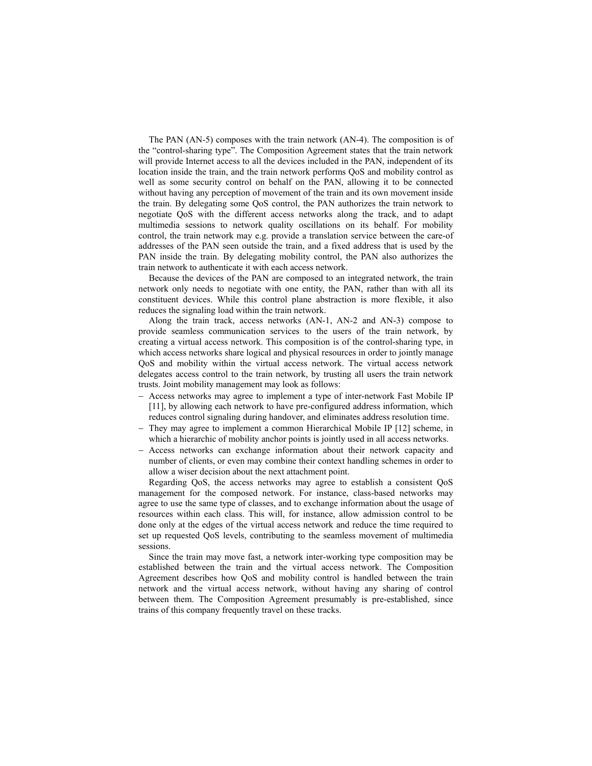The PAN (AN-5) composes with the train network (AN-4). The composition is of the "control-sharing type". The Composition Agreement states that the train network will provide Internet access to all the devices included in the PAN, independent of its location inside the train, and the train network performs QoS and mobility control as well as some security control on behalf on the PAN, allowing it to be connected without having any perception of movement of the train and its own movement inside the train. By delegating some QoS control, the PAN authorizes the train network to negotiate QoS with the different access networks along the track, and to adapt multimedia sessions to network quality oscillations on its behalf. For mobility control, the train network may e.g. provide a translation service between the care-of addresses of the PAN seen outside the train, and a fixed address that is used by the PAN inside the train. By delegating mobility control, the PAN also authorizes the train network to authenticate it with each access network.

Because the devices of the PAN are composed to an integrated network, the train network only needs to negotiate with one entity, the PAN, rather than with all its constituent devices. While this control plane abstraction is more flexible, it also reduces the signaling load within the train network.

Along the train track, access networks (AN-1, AN-2 and AN-3) compose to provide seamless communication services to the users of the train network, by creating a virtual access network. This composition is of the control-sharing type, in which access networks share logical and physical resources in order to jointly manage QoS and mobility within the virtual access network. The virtual access network delegates access control to the train network, by trusting all users the train network trusts. Joint mobility management may look as follows:

- Access networks may agree to implement a type of inter-network Fast Mobile IP [11], by allowing each network to have pre-configured address information, which reduces control signaling during handover, and eliminates address resolution time.
- They may agree to implement a common Hierarchical Mobile IP [12] scheme, in which a hierarchic of mobility anchor points is jointly used in all access networks.
- Access networks can exchange information about their network capacity and number of clients, or even may combine their context handling schemes in order to allow a wiser decision about the next attachment point.

Regarding QoS, the access networks may agree to establish a consistent QoS management for the composed network. For instance, class-based networks may agree to use the same type of classes, and to exchange information about the usage of resources within each class. This will, for instance, allow admission control to be done only at the edges of the virtual access network and reduce the time required to set up requested QoS levels, contributing to the seamless movement of multimedia sessions.

Since the train may move fast, a network inter-working type composition may be established between the train and the virtual access network. The Composition Agreement describes how QoS and mobility control is handled between the train network and the virtual access network, without having any sharing of control between them. The Composition Agreement presumably is pre-established, since trains of this company frequently travel on these tracks.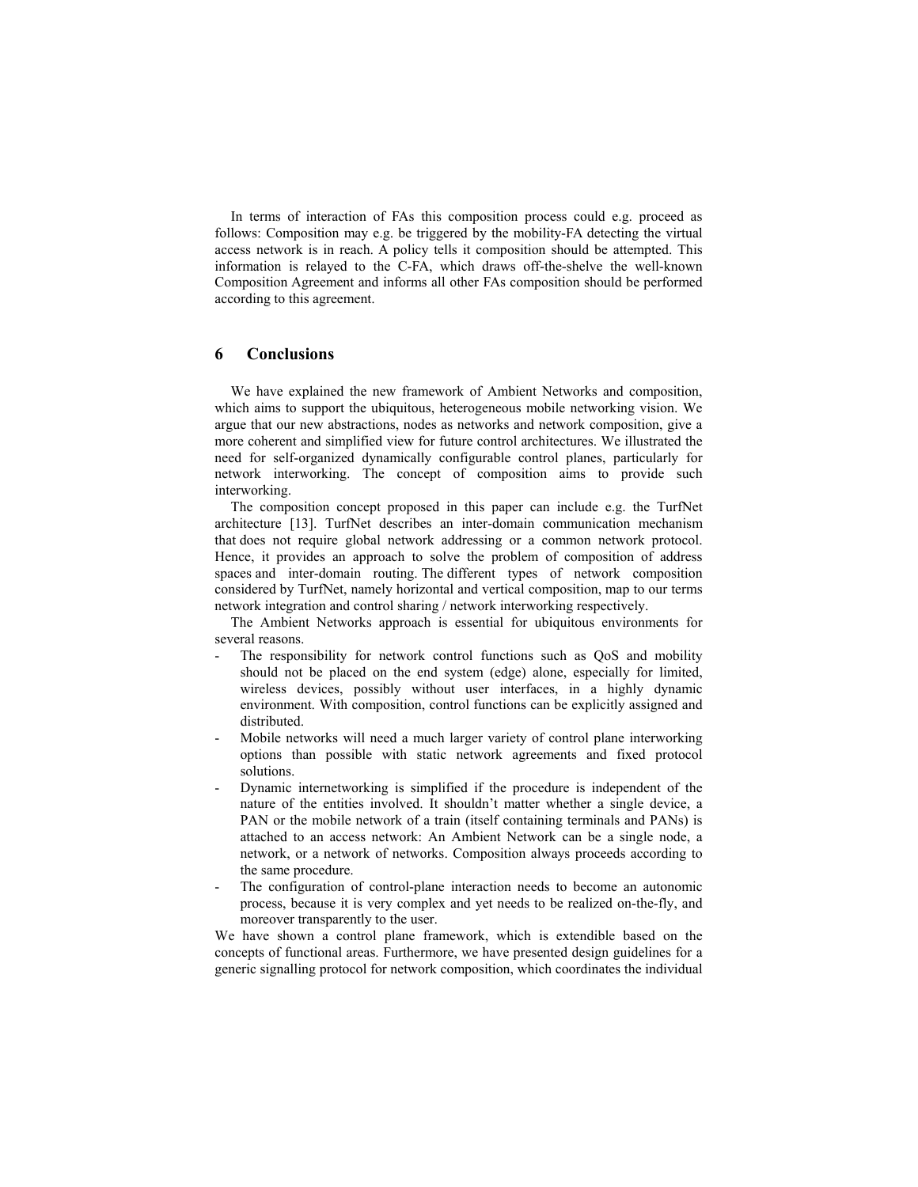In terms of interaction of FAs this composition process could e.g. proceed as follows: Composition may e.g. be triggered by the mobility-FA detecting the virtual access network is in reach. A policy tells it composition should be attempted. This information is relayed to the C-FA, which draws off-the-shelve the well-known Composition Agreement and informs all other FAs composition should be performed according to this agreement.

## 6 Conclusions

We have explained the new framework of Ambient Networks and composition, which aims to support the ubiquitous, heterogeneous mobile networking vision. We argue that our new abstractions, nodes as networks and network composition, give a more coherent and simplified view for future control architectures. We illustrated the need for self-organized dynamically configurable control planes, particularly for network interworking. The concept of composition aims to provide such interworking.

The composition concept proposed in this paper can include e.g. the TurfNet architecture [13]. TurfNet describes an inter-domain communication mechanism that does not require global network addressing or a common network protocol. Hence, it provides an approach to solve the problem of composition of address spaces and inter-domain routing. The different types of network composition considered by TurfNet, namely horizontal and vertical composition, map to our terms network integration and control sharing / network interworking respectively.

The Ambient Networks approach is essential for ubiquitous environments for several reasons.

- The responsibility for network control functions such as QoS and mobility should not be placed on the end system (edge) alone, especially for limited, wireless devices, possibly without user interfaces, in a highly dynamic environment. With composition, control functions can be explicitly assigned and distributed.
- Mobile networks will need a much larger variety of control plane interworking options than possible with static network agreements and fixed protocol solutions.
- Dynamic internetworking is simplified if the procedure is independent of the nature of the entities involved. It shouldn't matter whether a single device, a PAN or the mobile network of a train (itself containing terminals and PANs) is attached to an access network: An Ambient Network can be a single node, a network, or a network of networks. Composition always proceeds according to the same procedure.
- The configuration of control-plane interaction needs to become an autonomic process, because it is very complex and yet needs to be realized on-the-fly, and moreover transparently to the user.

We have shown a control plane framework, which is extendible based on the concepts of functional areas. Furthermore, we have presented design guidelines for a generic signalling protocol for network composition, which coordinates the individual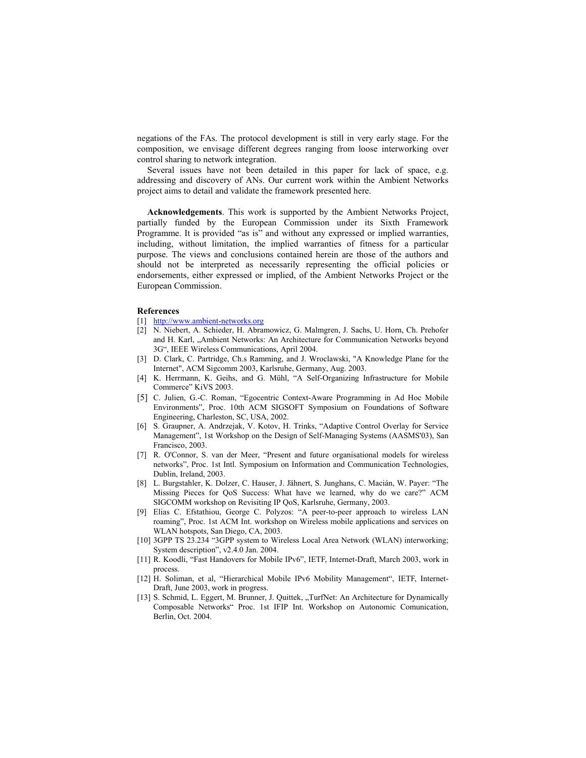negations of the FAs. The protocol development is still in very early stage. For the composition, we envisage different degrees ranging from loose interworking over control sharing to network integration.

Several issues have not been detailed in this paper for lack of space, e.g. addressing and discovery of ANs. Our current work within the Ambient Networks project aims to detail and validate the framework presented here.

**Acknowledgements**. This work is supported by the Ambient Networks Project, partially funded by the European Commission under its Sixth Framework Programme. It is provided "as is" and without any expressed or implied warranties, including, without limitation, the implied warranties of fitness for a particular purpose. The views and conclusions contained herein are those of the authors and should not be interpreted as necessarily representing the official policies or endorsements, either expressed or implied, of the Ambient Networks Project or the European Commission.

**References**

[1] http://www.ambient-networks.org

[2] N. Niebert, A. Schieder, H. Abramowicz, G. Malmgren, J. Sachs, U. Horn, Ch. Prehofer and H. Karl, „Ambient Networks: An Architecture for Communication Networks beyond 3G", IEEE Wireless Communications, April 2004.

[3] D. Clark, C. Partridge, Ch.s Ramming, and J. Wroclawski, "A Knowledge Plane for the Internet", ACM Sigcomm 2003, Karlsruhe, Germany, Aug. 2003.

[4] K. Herrmann, K. Geihs, and G. Mühl, "A Self-Organizing Infrastructure for Mobile Commerce" KiVS 2003.

[5] C. Julien, G.-C. Roman, "Egocentric Context-Aware Programming in Ad Hoc Mobile Environments", Proc. 10th ACM SIGSOFT Symposium on Foundations of Software Engineering, Charleston, SC, USA, 2002.

[6] S. Graupner, A. Andrzejak, V. Kotov, H. Trinks, "Adaptive Control Overlay for Service Management", 1st Workshop on the Design of Self-Managing Systems (AASMS'03), San Francisco, 2003.

[7] R. O'Connor, S. van der Meer, "Present and future organisational models for wireless networks", Proc. 1st Intl. Symposium on Information and Communication Technologies, Dublin, Ireland, 2003.

[8] L. Burgstahler, K. Dolzer, C. Hauser, J. Jähnert, S. Junghans, C. Macián, W. Payer: "The Missing Pieces for QoS Success: What have we learned, why do we care?" ACM SIGCOMM workshop on Revisiting IP QoS, Karlsruhe, Germany, 2003.

[9] Elias C. Efstathiou, George C. Polyzos: "A peer-to-peer approach to wireless LAN roaming", Proc. 1st ACM Int. workshop on Wireless mobile applications and services on WLAN hotspots, San Diego, CA, 2003.

[10] 3GPP TS 23.234 "3GPP system to Wireless Local Area Network (WLAN) interworking; System description", v2.4.0 Jan. 2004.

[11] R. Koodli, "Fast Handovers for Mobile IPv6", IETF, Internet-Draft, March 2003, work in process.

[12] H. Soliman, et al, "Hierarchical Mobile IPv6 Mobility Management", IETF, Internet-Draft, June 2003, work in progress.

[13] S. Schmid, L. Eggert, M. Brunner, J. Quittek, „TurfNet: An Architecture for Dynamically Composable Networks" Proc. 1st IFIP Int. Workshop on Autonomic Comunication, Berlin, Oct. 2004.